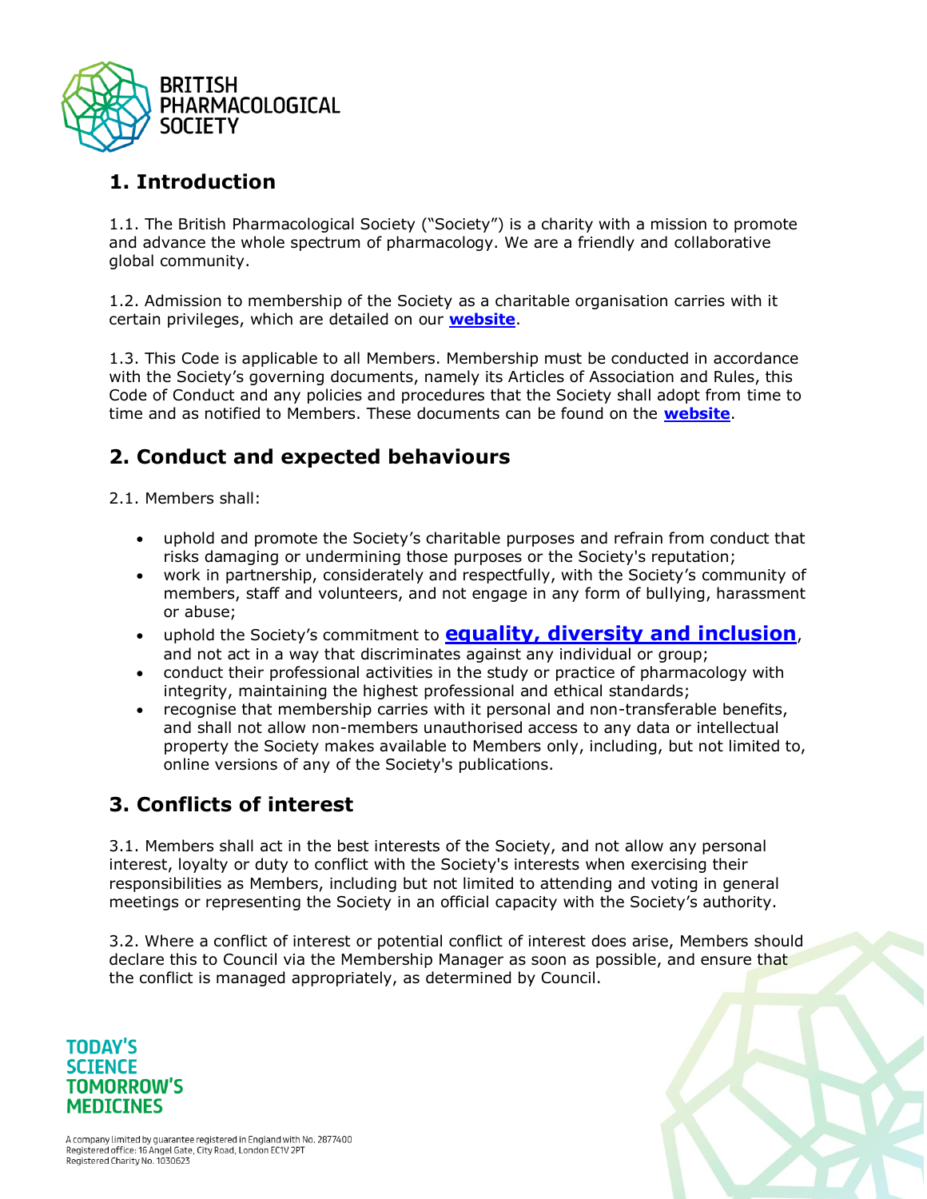BRITISH PHARMACOLOGICAL SOCIETY

## 1. Introduction

1.1. The British Pharmacological Society ("Society") is a charity with a mission to promote and advance the whole spectrum of pharmacology. We are a friendly and collaborative global community.

1.2. Admission to membership of the Society as a charitable organisation carries with it certain privileges, which are detailed on our **website**.

1.3. This Code is applicable to all Members. Membership must be conducted in accordance with the Society's governing documents, namely its Articles of Association and Rules, this Code of Conduct and any policies and procedures that the Society shall adopt from time to time and as notified to Members. These documents can be found on the **website**.

## 2. Conduct and expected behaviours

2.1. Members shall:

- uphold and promote the Society's charitable purposes and refrain from conduct that risks damaging or undermining those purposes or the Society's reputation;
- work in partnership, considerately and respectfully, with the Society's community of members, staff and volunteers, and not engage in any form of bullying, harassment or abuse;
- uphold the Society's commitment to **equality, diversity and inclusion**, and not act in a way that discriminates against any individual or group;
- conduct their professional activities in the study or practice of pharmacology with integrity, maintaining the highest professional and ethical standards;
- recognise that membership carries with it personal and non-transferable benefits, and shall not allow non-members unauthorised access to any data or intellectual property the Society makes available to Members only, including, but not limited to, online versions of any of the Society's publications.

## 3. Conflicts of interest

3.1. Members shall act in the best interests of the Society, and not allow any personal interest, loyalty or duty to conflict with the Society's interests when exercising their responsibilities as Members, including but not limited to attending and voting in general meetings or representing the Society in an official capacity with the Society's authority.

3.2. Where a conflict of interest or potential conflict of interest does arise, Members should declare this to Council via the Membership Manager as soon as possible, and ensure that the conflict is managed appropriately, as determined by Council.

TODAY'S SCIENCE TOMORROW'S MEDICINES

A company limited by guarantee registered in England with No. 2877400
Registered office: 16 Angel Gate, City Road, London EC1V 2PT
Registered Charity No. 1030623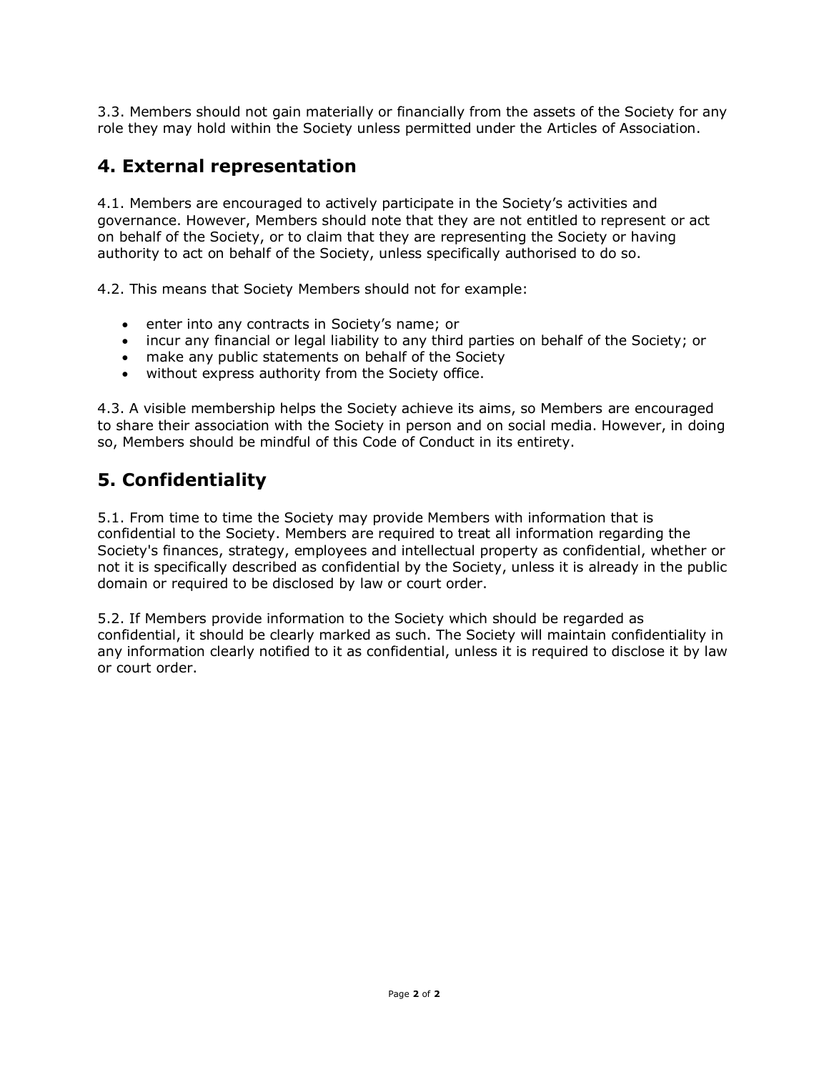3.3. Members should not gain materially or financially from the assets of the Society for any role they may hold within the Society unless permitted under the Articles of Association.

## 4. External representation

4.1. Members are encouraged to actively participate in the Society's activities and governance. However, Members should note that they are not entitled to represent or act on behalf of the Society, or to claim that they are representing the Society or having authority to act on behalf of the Society, unless specifically authorised to do so.

4.2. This means that Society Members should not for example:

- enter into any contracts in Society's name; or
- incur any financial or legal liability to any third parties on behalf of the Society; or
- make any public statements on behalf of the Society
- without express authority from the Society office.

4.3. A visible membership helps the Society achieve its aims, so Members are encouraged to share their association with the Society in person and on social media. However, in doing so, Members should be mindful of this Code of Conduct in its entirety.

## 5. Confidentiality

5.1. From time to time the Society may provide Members with information that is confidential to the Society. Members are required to treat all information regarding the Society's finances, strategy, employees and intellectual property as confidential, whether or not it is specifically described as confidential by the Society, unless it is already in the public domain or required to be disclosed by law or court order.

5.2. If Members provide information to the Society which should be regarded as confidential, it should be clearly marked as such. The Society will maintain confidentiality in any information clearly notified to it as confidential, unless it is required to disclose it by law or court order.